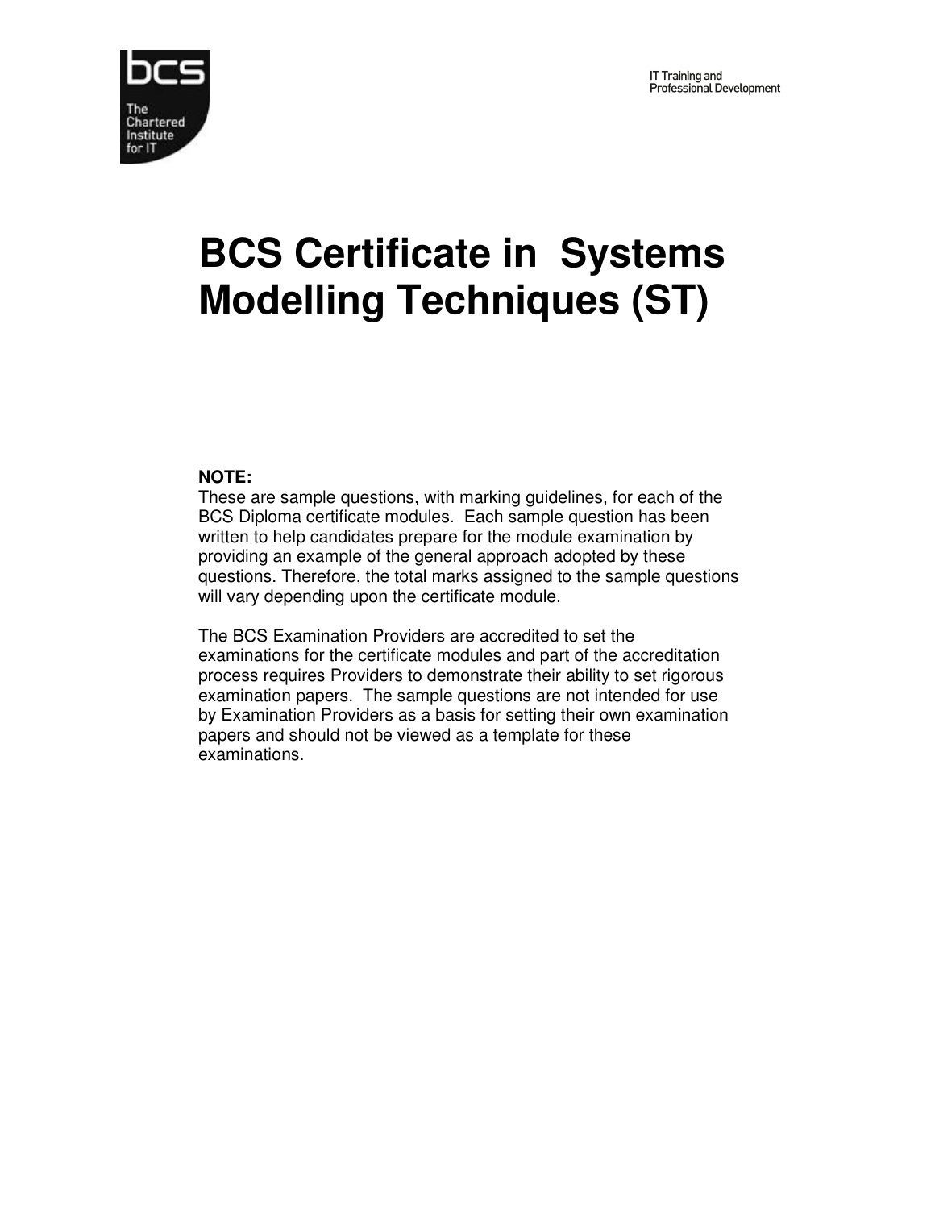IT Training and Professional Development

# BCS Certificate in Systems Modelling Techniques (ST)

**NOTE:**
These are sample questions, with marking guidelines, for each of the BCS Diploma certificate modules. Each sample question has been written to help candidates prepare for the module examination by providing an example of the general approach adopted by these questions. Therefore, the total marks assigned to the sample questions will vary depending upon the certificate module.

The BCS Examination Providers are accredited to set the examinations for the certificate modules and part of the accreditation process requires Providers to demonstrate their ability to set rigorous examination papers. The sample questions are not intended for use by Examination Providers as a basis for setting their own examination papers and should not be viewed as a template for these examinations.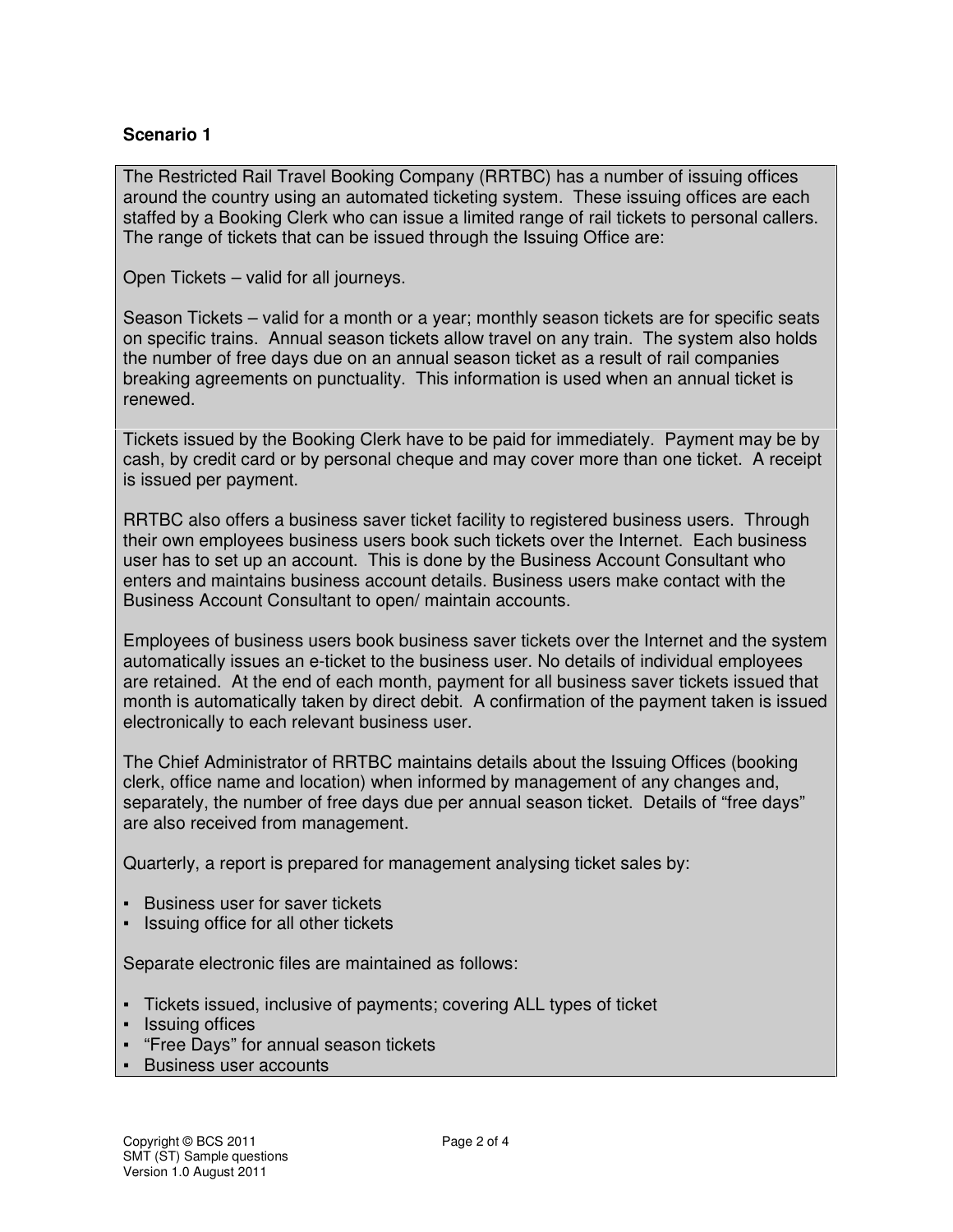**Scenario 1**

The Restricted Rail Travel Booking Company (RRTBC) has a number of issuing offices around the country using an automated ticketing system. These issuing offices are each staffed by a Booking Clerk who can issue a limited range of rail tickets to personal callers. The range of tickets that can be issued through the Issuing Office are:

Open Tickets – valid for all journeys.

Season Tickets – valid for a month or a year; monthly season tickets are for specific seats on specific trains. Annual season tickets allow travel on any train. The system also holds the number of free days due on an annual season ticket as a result of rail companies breaking agreements on punctuality. This information is used when an annual ticket is renewed.

Tickets issued by the Booking Clerk have to be paid for immediately. Payment may be by cash, by credit card or by personal cheque and may cover more than one ticket. A receipt is issued per payment.

RRTBC also offers a business saver ticket facility to registered business users. Through their own employees business users book such tickets over the Internet. Each business user has to set up an account. This is done by the Business Account Consultant who enters and maintains business account details. Business users make contact with the Business Account Consultant to open/ maintain accounts.

Employees of business users book business saver tickets over the Internet and the system automatically issues an e-ticket to the business user. No details of individual employees are retained. At the end of each month, payment for all business saver tickets issued that month is automatically taken by direct debit. A confirmation of the payment taken is issued electronically to each relevant business user.

The Chief Administrator of RRTBC maintains details about the Issuing Offices (booking clerk, office name and location) when informed by management of any changes and, separately, the number of free days due per annual season ticket. Details of "free days" are also received from management.

Quarterly, a report is prepared for management analysing ticket sales by:

- Business user for saver tickets
- Issuing office for all other tickets

Separate electronic files are maintained as follows:

- Tickets issued, inclusive of payments; covering ALL types of ticket
- Issuing offices
- "Free Days" for annual season tickets
- Business user accounts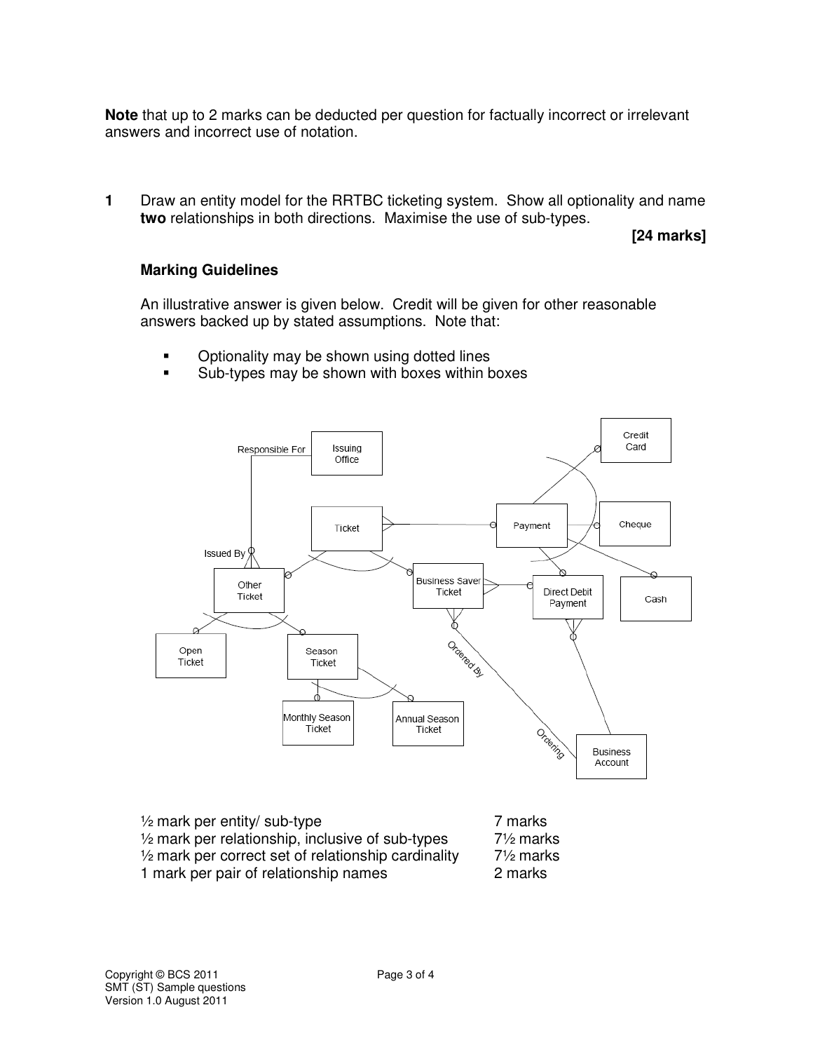**Note** that up to 2 marks can be deducted per question for factually incorrect or irrelevant answers and incorrect use of notation.

**1** Draw an entity model for the RRTBC ticketing system. Show all optionality and name **two** relationships in both directions. Maximise the use of sub-types.

**[24 marks]**

### Marking Guidelines

An illustrative answer is given below. Credit will be given for other reasonable answers backed up by stated assumptions. Note that:

- Optionality may be shown using dotted lines
- Sub-types may be shown with boxes within boxes

| | |
|---|---|
| ½ mark per entity/ sub-type | 7 marks |
| ½ mark per relationship, inclusive of sub-types | 7½ marks |
| ½ mark per correct set of relationship cardinality | 7½ marks |
| 1 mark per pair of relationship names | 2 marks |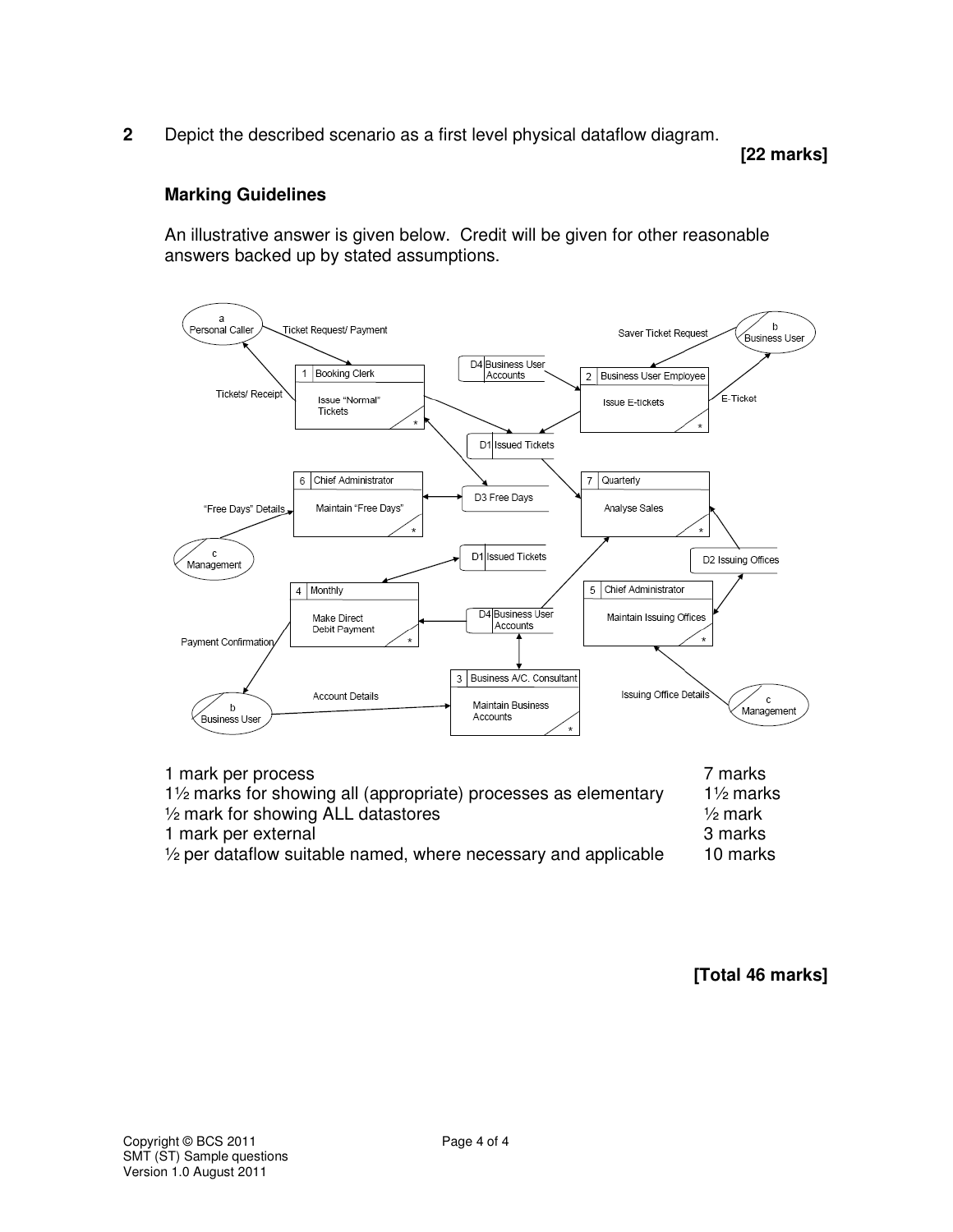**2** Depict the described scenario as a first level physical dataflow diagram.

**[22 marks]**

### Marking Guidelines

An illustrative answer is given below. Credit will be given for other reasonable answers backed up by stated assumptions.

a Personal Caller
Ticket Request/ Payment
Tickets/ Receipt
1 Booking Clerk
Issue "Normal" Tickets
D4 Business User Accounts
2 Business User Employee
Issue E-tickets
Saver Ticket Request
b Business User
E-Ticket
D1 Issued Tickets
6 Chief Administrator
Maintain "Free Days"
"Free Days" Details
c Management
D3 Free Days
7 Quarterly
Analyse Sales
D1 Issued Tickets
D2 Issuing Offices
4 Monthly
Make Direct Debit Payment
D4 Business User Accounts
5 Chief Administrator
Maintain Issuing Offices
Payment Confirmation
b Business User
Account Details
3 Business A/C. Consultant
Maintain Business Accounts
Issuing Office Details
c Management

| | |
|---|---|
| 1 mark per process | 7 marks |
| 1½ marks for showing all (appropriate) processes as elementary | 1½ marks |
| ½ mark for showing ALL datastores | ½ mark |
| 1 mark per external | 3 marks |
| ½ per dataflow suitable named, where necessary and applicable | 10 marks |

**[Total 46 marks]**

Copyright © BCS 2011
SMT (ST) Sample questions
Version 1.0 August 2011